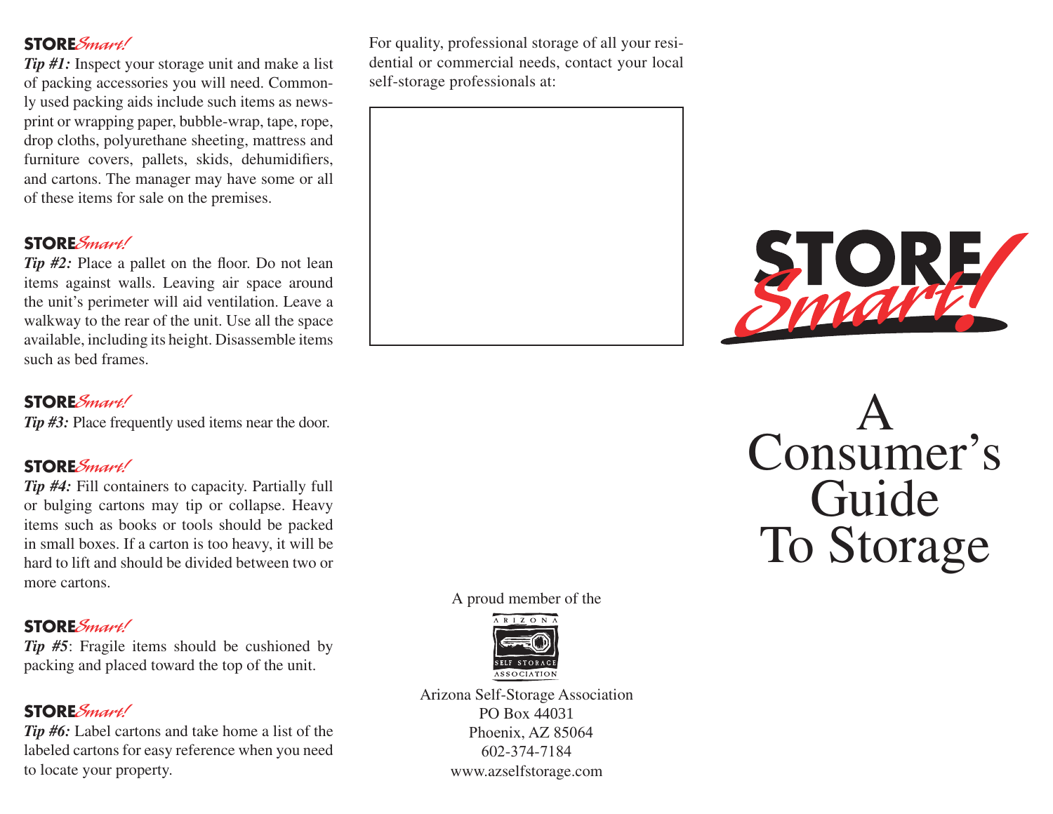**STORE*Smart!***

***Tip #1:*** Inspect your storage unit and make a list of packing accessories you will need. Commonly used packing aids include such items as newsprint or wrapping paper, bubble-wrap, tape, rope, drop cloths, polyurethane sheeting, mattress and furniture covers, pallets, skids, dehumidifiers, and cartons. The manager may have some or all of these items for sale on the premises.

**STORE*Smart!***

***Tip #2:*** Place a pallet on the floor. Do not lean items against walls. Leaving air space around the unit's perimeter will aid ventilation. Leave a walkway to the rear of the unit. Use all the space available, including its height. Disassemble items such as bed frames.

**STORE*Smart!***

***Tip #3:*** Place frequently used items near the door.

**STORE*Smart!***

***Tip #4:*** Fill containers to capacity. Partially full or bulging cartons may tip or collapse. Heavy items such as books or tools should be packed in small boxes. If a carton is too heavy, it will be hard to lift and should be divided between two or more cartons.

**STORE*Smart!***

***Tip #5***: Fragile items should be cushioned by packing and placed toward the top of the unit.

**STORE*Smart!***

***Tip #6:*** Label cartons and take home a list of the labeled cartons for easy reference when you need to locate your property.

For quality, professional storage of all your residential or commercial needs, contact your local self-storage professionals at:

A proud member of the

ARIZONA SELF STORAGE ASSOCIATION

Arizona Self-Storage Association
PO Box 44031
Phoenix, AZ 85064
602-374-7184
www.azselfstorage.com

# STORE *Smart!*

# A Consumer's Guide To Storage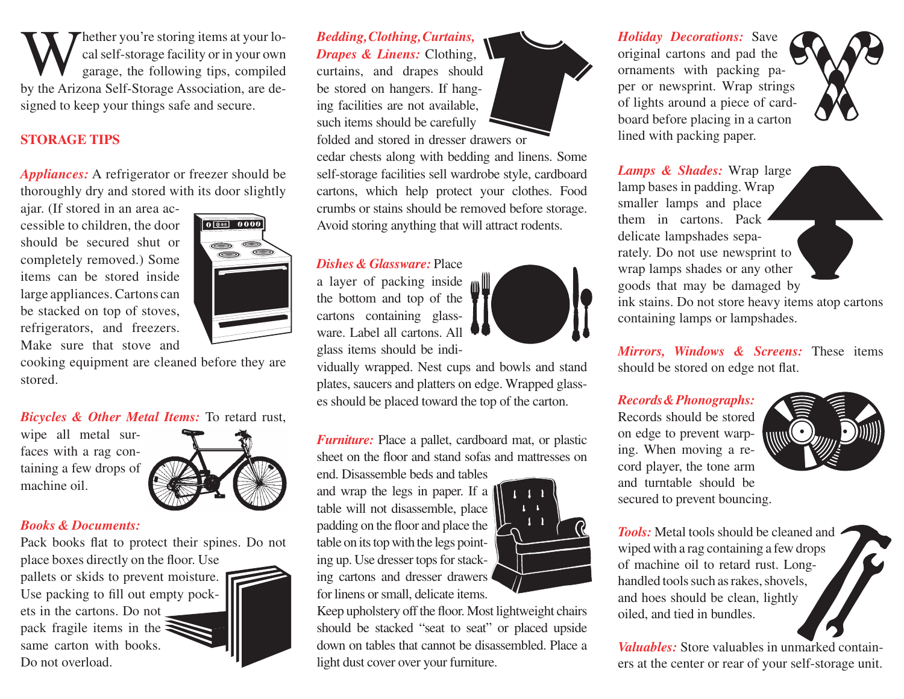Whether you're storing items at your local self-storage facility or in your own garage, the following tips, compiled by the Arizona Self-Storage Association, are designed to keep your things safe and secure.

## STORAGE TIPS

***Appliances:*** A refrigerator or freezer should be thoroughly dry and stored with its door slightly ajar. (If stored in an area accessible to children, the door should be secured shut or completely removed.) Some items can be stored inside large appliances. Cartons can be stacked on top of stoves, refrigerators, and freezers. Make sure that stove and cooking equipment are cleaned before they are stored.

***Bicycles & Other Metal Items:*** To retard rust, wipe all metal surfaces with a rag containing a few drops of machine oil.

***Books & Documents:***
Pack books flat to protect their spines. Do not place boxes directly on the floor. Use pallets or skids to prevent moisture. Use packing to fill out empty pockets in the cartons. Do not pack fragile items in the same carton with books. Do not overload.

***Bedding, Clothing, Curtains, Drapes & Linens:*** Clothing, curtains, and drapes should be stored on hangers. If hanging facilities are not available, such items should be carefully folded and stored in dresser drawers or cedar chests along with bedding and linens. Some self-storage facilities sell wardrobe style, cardboard cartons, which help protect your clothes. Food crumbs or stains should be removed before storage. Avoid storing anything that will attract rodents.

***Dishes & Glassware:*** Place a layer of packing inside the bottom and top of the cartons containing glassware. Label all cartons. All glass items should be individually wrapped. Nest cups and bowls and stand plates, saucers and platters on edge. Wrapped glasses should be placed toward the top of the carton.

***Furniture:*** Place a pallet, cardboard mat, or plastic sheet on the floor and stand sofas and mattresses on end. Disassemble beds and tables and wrap the legs in paper. If a table will not disassemble, place padding on the floor and place the table on its top with the legs pointing up. Use dresser tops for stacking cartons and dresser drawers for linens or small, delicate items. Keep upholstery off the floor. Most lightweight chairs should be stacked "seat to seat" or placed upside down on tables that cannot be disassembled. Place a light dust cover over your furniture.

***Holiday Decorations:*** Save original cartons and pad the ornaments with packing paper or newsprint. Wrap strings of lights around a piece of cardboard before placing in a carton lined with packing paper.

***Lamps & Shades:*** Wrap large lamp bases in padding. Wrap smaller lamps and place them in cartons. Pack delicate lampshades separately. Do not use newsprint to wrap lamps shades or any other goods that may be damaged by ink stains. Do not store heavy items atop cartons containing lamps or lampshades.

***Mirrors, Windows & Screens:*** These items should be stored on edge not flat.

***Records & Phonographs:*** Records should be stored on edge to prevent warping. When moving a record player, the tone arm and turntable should be secured to prevent bouncing.

***Tools:*** Metal tools should be cleaned and wiped with a rag containing a few drops of machine oil to retard rust. Long-handled tools such as rakes, shovels, and hoes should be clean, lightly oiled, and tied in bundles.

***Valuables:*** Store valuables in unmarked containers at the center or rear of your self-storage unit.